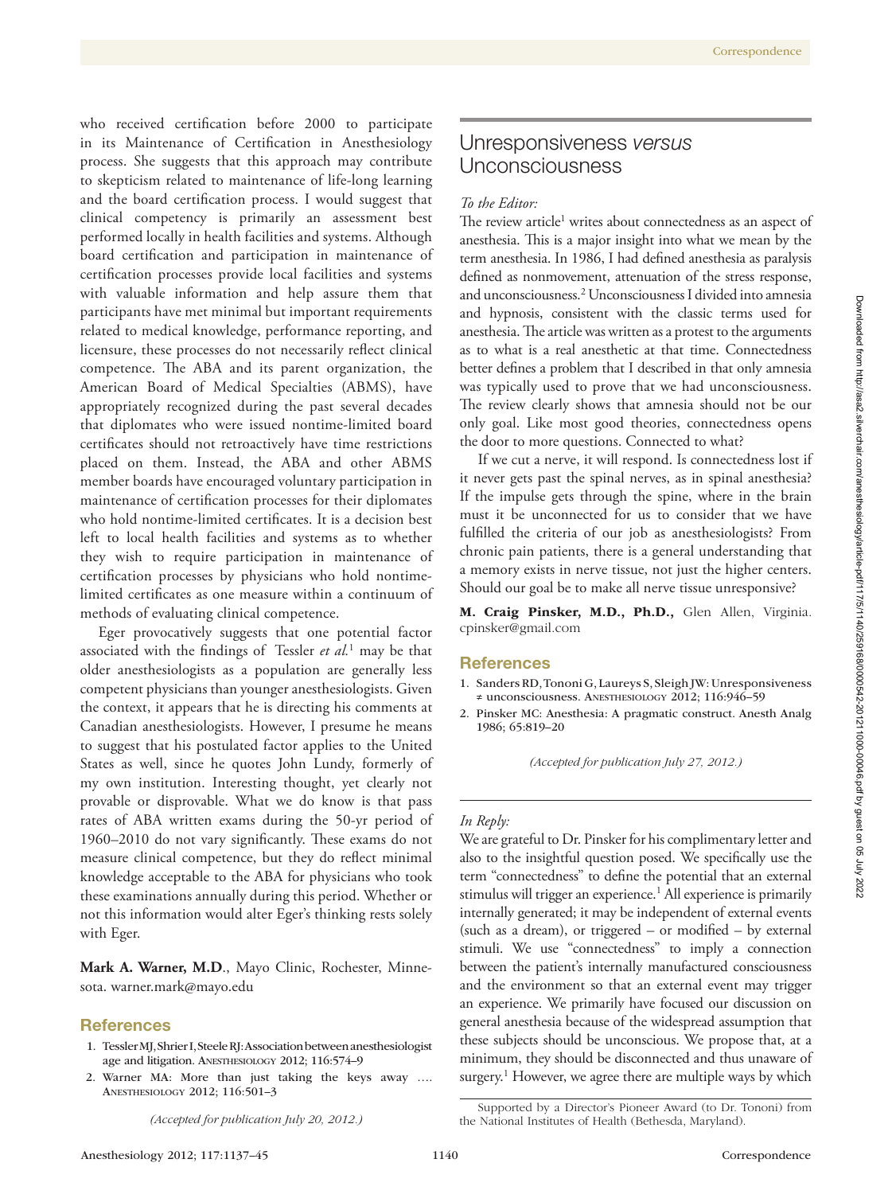who received certification before 2000 to participate in its Maintenance of Certification in Anesthesiology process. She suggests that this approach may contribute to skepticism related to maintenance of life-long learning and the board certification process. I would suggest that clinical competency is primarily an assessment best performed locally in health facilities and systems. Although board certification and participation in maintenance of certification processes provide local facilities and systems with valuable information and help assure them that participants have met minimal but important requirements related to medical knowledge, performance reporting, and licensure, these processes do not necessarily reflect clinical competence. The ABA and its parent organization, the American Board of Medical Specialties (ABMS), have appropriately recognized during the past several decades that diplomates who were issued nontime-limited board certificates should not retroactively have time restrictions placed on them. Instead, the ABA and other ABMS member boards have encouraged voluntary participation in maintenance of certification processes for their diplomates who hold nontime-limited certificates. It is a decision best left to local health facilities and systems as to whether they wish to require participation in maintenance of certification processes by physicians who hold nontime-limited certificates as one measure within a continuum of methods of evaluating clinical competence.

Eger provocatively suggests that one potential factor associated with the findings of Tessler *et al.*[1] may be that older anesthesiologists as a population are generally less competent physicians than younger anesthesiologists. Given the context, it appears that he is directing his comments at Canadian anesthesiologists. However, I presume he means to suggest that his postulated factor applies to the United States as well, since he quotes John Lundy, formerly of my own institution. Interesting thought, yet clearly not provable or disprovable. What we do know is that pass rates of ABA written exams during the 50-yr period of 1960–2010 do not vary significantly. These exams do not measure clinical competence, but they do reflect minimal knowledge acceptable to the ABA for physicians who took these examinations annually during this period. Whether or not this information would alter Eger's thinking rests solely with Eger.

**Mark A. Warner, M.D**., Mayo Clinic, Rochester, Minnesota. warner.mark@mayo.edu

## References

1. Tessler MJ, Shrier I, Steele RJ: Association between anesthesiologist age and litigation. Anesthesiology 2012; 116:574–9
2. Warner MA: More than just taking the keys away …. Anesthesiology 2012; 116:501–3

*(Accepted for publication July 20, 2012.)*

# Unresponsiveness *versus* Unconsciousness

*To the Editor:*

The review article[1] writes about connectedness as an aspect of anesthesia. This is a major insight into what we mean by the term anesthesia. In 1986, I had defined anesthesia as paralysis defined as nonmovement, attenuation of the stress response, and unconsciousness.[2] Unconsciousness I divided into amnesia and hypnosis, consistent with the classic terms used for anesthesia. The article was written as a protest to the arguments as to what is a real anesthetic at that time. Connectedness better defines a problem that I described in that only amnesia was typically used to prove that we had unconsciousness. The review clearly shows that amnesia should not be our only goal. Like most good theories, connectedness opens the door to more questions. Connected to what?

If we cut a nerve, it will respond. Is connectedness lost if it never gets past the spinal nerves, as in spinal anesthesia? If the impulse gets through the spine, where in the brain must it be unconnected for us to consider that we have fulfilled the criteria of our job as anesthesiologists? From chronic pain patients, there is a general understanding that a memory exists in nerve tissue, not just the higher centers. Should our goal be to make all nerve tissue unresponsive?

**M. Craig Pinsker, M.D., Ph.D.,** Glen Allen, Virginia. cpinsker@gmail.com

## References

1. Sanders RD, Tononi G, Laureys S, Sleigh JW: Unresponsiveness ≠ unconsciousness. Anesthesiology 2012; 116:946–59
2. Pinsker MC: Anesthesia: A pragmatic construct. Anesth Analg 1986; 65:819–20

*(Accepted for publication July 27, 2012.)*

*In Reply:*

We are grateful to Dr. Pinsker for his complimentary letter and also to the insightful question posed. We specifically use the term "connectedness" to define the potential that an external stimulus will trigger an experience.[1] All experience is primarily internally generated; it may be independent of external events (such as a dream), or triggered – or modified – by external stimuli. We use "connectedness" to imply a connection between the patient's internally manufactured consciousness and the environment so that an external event may trigger an experience. We primarily have focused our discussion on general anesthesia because of the widespread assumption that these subjects should be unconscious. We propose that, at a minimum, they should be disconnected and thus unaware of surgery.[1] However, we agree there are multiple ways by which

Supported by a Director's Pioneer Award (to Dr. Tononi) from the National Institutes of Health (Bethesda, Maryland).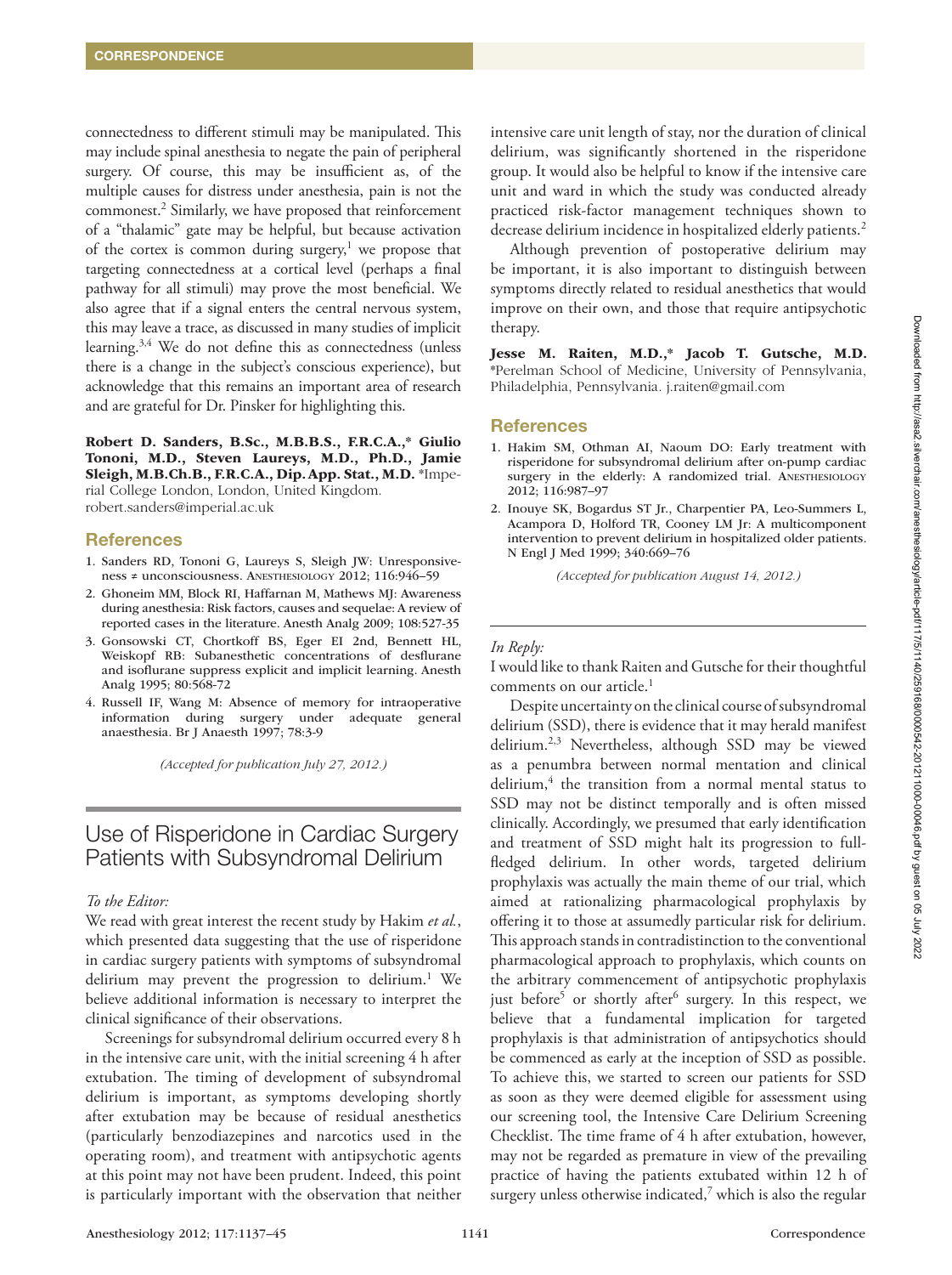connectedness to different stimuli may be manipulated. This may include spinal anesthesia to negate the pain of peripheral surgery. Of course, this may be insufficient as, of the multiple causes for distress under anesthesia, pain is not the commonest.[2] Similarly, we have proposed that reinforcement of a "thalamic" gate may be helpful, but because activation of the cortex is common during surgery,[1] we propose that targeting connectedness at a cortical level (perhaps a final pathway for all stimuli) may prove the most beneficial. We also agree that if a signal enters the central nervous system, this may leave a trace, as discussed in many studies of implicit learning.[3,4] We do not define this as connectedness (unless there is a change in the subject's conscious experience), but acknowledge that this remains an important area of research and are grateful for Dr. Pinsker for highlighting this.

**Robert D. Sanders, B.Sc., M.B.B.S., F.R.C.A.,* Giulio Tononi, M.D., Steven Laureys, M.D., Ph.D., Jamie Sleigh, M.B.Ch.B., F.R.C.A., Dip. App. Stat., M.D.** *Imperial College London, London, United Kingdom. robert.sanders@imperial.ac.uk

## References

1. Sanders RD, Tononi G, Laureys S, Sleigh JW: Unresponsiveness ≠ unconsciousness. Anesthesiology 2012; 116:946–59
2. Ghoneim MM, Block RI, Haffarnan M, Mathews MJ: Awareness during anesthesia: Risk factors, causes and sequelae: A review of reported cases in the literature. Anesth Analg 2009; 108:527-35
3. Gonsowski CT, Chortkoff BS, Eger EI 2nd, Bennett HL, Weiskopf RB: Subanesthetic concentrations of desflurane and isoflurane suppress explicit and implicit learning. Anesth Analg 1995; 80:568-72
4. Russell IF, Wang M: Absence of memory for intraoperative information during surgery under adequate general anaesthesia. Br J Anaesth 1997; 78:3-9

*(Accepted for publication July 27, 2012.)*

# Use of Risperidone in Cardiac Surgery Patients with Subsyndromal Delirium

*To the Editor:*

We read with great interest the recent study by Hakim *et al.*, which presented data suggesting that the use of risperidone in cardiac surgery patients with symptoms of subsyndromal delirium may prevent the progression to delirium.[1] We believe additional information is necessary to interpret the clinical significance of their observations.

Screenings for subsyndromal delirium occurred every 8 h in the intensive care unit, with the initial screening 4 h after extubation. The timing of development of subsyndromal delirium is important, as symptoms developing shortly after extubation may be because of residual anesthetics (particularly benzodiazepines and narcotics used in the operating room), and treatment with antipsychotic agents at this point may not have been prudent. Indeed, this point is particularly important with the observation that neither intensive care unit length of stay, nor the duration of clinical delirium, was significantly shortened in the risperidone group. It would also be helpful to know if the intensive care unit and ward in which the study was conducted already practiced risk-factor management techniques shown to decrease delirium incidence in hospitalized elderly patients.[2]

Although prevention of postoperative delirium may be important, it is also important to distinguish between symptoms directly related to residual anesthetics that would improve on their own, and those that require antipsychotic therapy.

**Jesse M. Raiten, M.D.,* Jacob T. Gutsche, M.D.** *Perelman School of Medicine, University of Pennsylvania, Philadelphia, Pennsylvania. j.raiten@gmail.com

## References

1. Hakim SM, Othman AI, Naoum DO: Early treatment with risperidone for subsyndromal delirium after on-pump cardiac surgery in the elderly: A randomized trial. Anesthesiology 2012; 116:987–97
2. Inouye SK, Bogardus ST Jr., Charpentier PA, Leo-Summers L, Acampora D, Holford TR, Cooney LM Jr: A multicomponent intervention to prevent delirium in hospitalized older patients. N Engl J Med 1999; 340:669–76

*(Accepted for publication August 14, 2012.)*

*In Reply:*

I would like to thank Raiten and Gutsche for their thoughtful comments on our article.[1]

Despite uncertainty on the clinical course of subsyndromal delirium (SSD), there is evidence that it may herald manifest delirium.[2,3] Nevertheless, although SSD may be viewed as a penumbra between normal mentation and clinical delirium,[4] the transition from a normal mental status to SSD may not be distinct temporally and is often missed clinically. Accordingly, we presumed that early identification and treatment of SSD might halt its progression to full-fledged delirium. In other words, targeted delirium prophylaxis was actually the main theme of our trial, which aimed at rationalizing pharmacological prophylaxis by offering it to those at assumedly particular risk for delirium. This approach stands in contradistinction to the conventional pharmacological approach to prophylaxis, which counts on the arbitrary commencement of antipsychotic prophylaxis just before[5] or shortly after[6] surgery. In this respect, we believe that a fundamental implication for targeted prophylaxis is that administration of antipsychotics should be commenced as early at the inception of SSD as possible. To achieve this, we started to screen our patients for SSD as soon as they were deemed eligible for assessment using our screening tool, the Intensive Care Delirium Screening Checklist. The time frame of 4 h after extubation, however, may not be regarded as premature in view of the prevailing practice of having the patients extubated within 12 h of surgery unless otherwise indicated,[7] which is also the regular